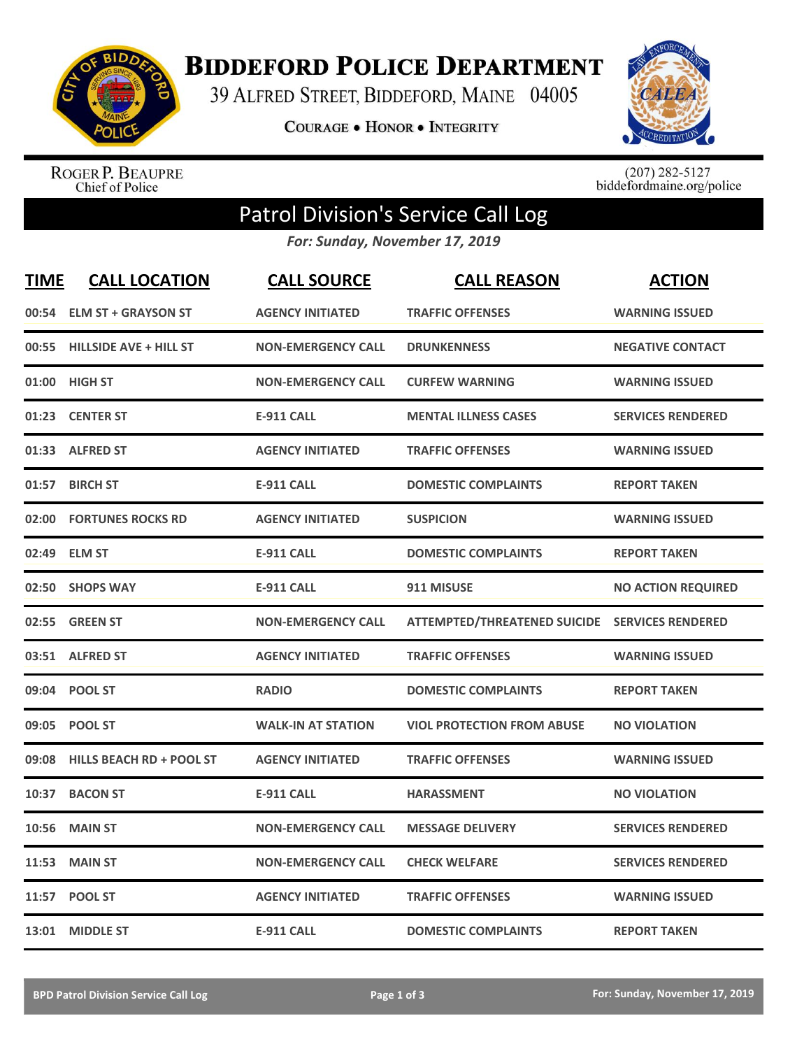# Biddeford Police Department

39 Alfred Street, Biddeford, Maine 04005

Courage • Honor • Integrity

Roger P. Beaupre
Chief of Police

(207) 282-5127
biddefordmaine.org/police

## Patrol Division's Service Call Log

*For: Sunday, November 17, 2019*

| TIME | CALL LOCATION | CALL SOURCE | CALL REASON | ACTION |
|---|---|---|---|---|
| 00:54 | ELM ST + GRAYSON ST | AGENCY INITIATED | TRAFFIC OFFENSES | WARNING ISSUED |
| 00:55 | HILLSIDE AVE + HILL ST | NON-EMERGENCY CALL | DRUNKENNESS | NEGATIVE CONTACT |
| 01:00 | HIGH ST | NON-EMERGENCY CALL | CURFEW WARNING | WARNING ISSUED |
| 01:23 | CENTER ST | E-911 CALL | MENTAL ILLNESS CASES | SERVICES RENDERED |
| 01:33 | ALFRED ST | AGENCY INITIATED | TRAFFIC OFFENSES | WARNING ISSUED |
| 01:57 | BIRCH ST | E-911 CALL | DOMESTIC COMPLAINTS | REPORT TAKEN |
| 02:00 | FORTUNES ROCKS RD | AGENCY INITIATED | SUSPICION | WARNING ISSUED |
| 02:49 | ELM ST | E-911 CALL | DOMESTIC COMPLAINTS | REPORT TAKEN |
| 02:50 | SHOPS WAY | E-911 CALL | 911 MISUSE | NO ACTION REQUIRED |
| 02:55 | GREEN ST | NON-EMERGENCY CALL | ATTEMPTED/THREATENED SUICIDE | SERVICES RENDERED |
| 03:51 | ALFRED ST | AGENCY INITIATED | TRAFFIC OFFENSES | WARNING ISSUED |
| 09:04 | POOL ST | RADIO | DOMESTIC COMPLAINTS | REPORT TAKEN |
| 09:05 | POOL ST | WALK-IN AT STATION | VIOL PROTECTION FROM ABUSE | NO VIOLATION |
| 09:08 | HILLS BEACH RD + POOL ST | AGENCY INITIATED | TRAFFIC OFFENSES | WARNING ISSUED |
| 10:37 | BACON ST | E-911 CALL | HARASSMENT | NO VIOLATION |
| 10:56 | MAIN ST | NON-EMERGENCY CALL | MESSAGE DELIVERY | SERVICES RENDERED |
| 11:53 | MAIN ST | NON-EMERGENCY CALL | CHECK WELFARE | SERVICES RENDERED |
| 11:57 | POOL ST | AGENCY INITIATED | TRAFFIC OFFENSES | WARNING ISSUED |
| 13:01 | MIDDLE ST | E-911 CALL | DOMESTIC COMPLAINTS | REPORT TAKEN |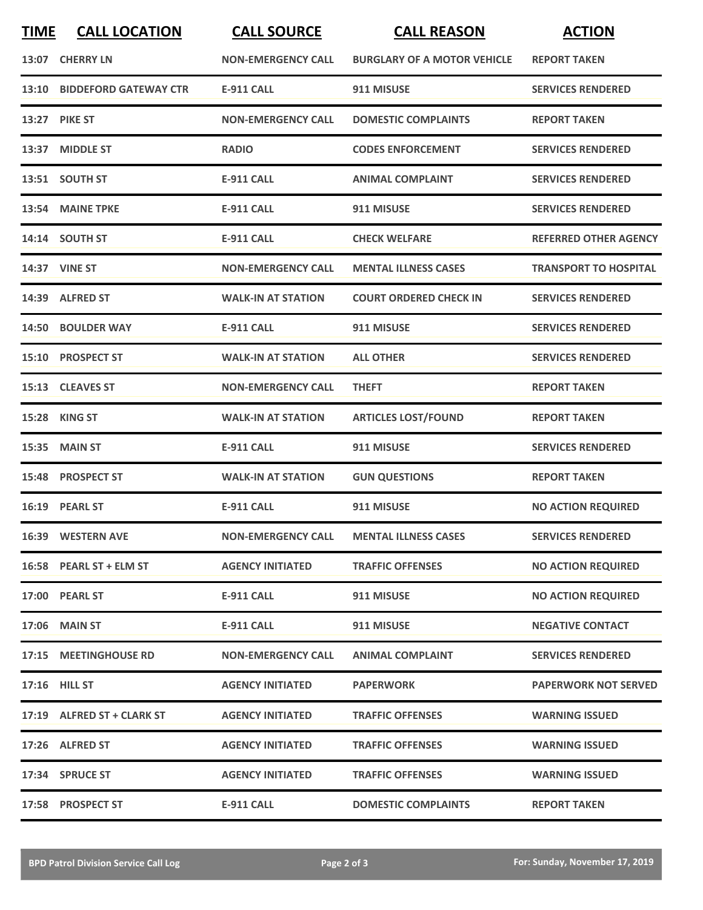| TIME | CALL LOCATION | CALL SOURCE | CALL REASON | ACTION |
| --- | --- | --- | --- | --- |
| 13:07 | CHERRY LN | NON-EMERGENCY CALL | BURGLARY OF A MOTOR VEHICLE | REPORT TAKEN |
| 13:10 | BIDDEFORD GATEWAY CTR | E-911 CALL | 911 MISUSE | SERVICES RENDERED |
| 13:27 | PIKE ST | NON-EMERGENCY CALL | DOMESTIC COMPLAINTS | REPORT TAKEN |
| 13:37 | MIDDLE ST | RADIO | CODES ENFORCEMENT | SERVICES RENDERED |
| 13:51 | SOUTH ST | E-911 CALL | ANIMAL COMPLAINT | SERVICES RENDERED |
| 13:54 | MAINE TPKE | E-911 CALL | 911 MISUSE | SERVICES RENDERED |
| 14:14 | SOUTH ST | E-911 CALL | CHECK WELFARE | REFERRED OTHER AGENCY |
| 14:37 | VINE ST | NON-EMERGENCY CALL | MENTAL ILLNESS CASES | TRANSPORT TO HOSPITAL |
| 14:39 | ALFRED ST | WALK-IN AT STATION | COURT ORDERED CHECK IN | SERVICES RENDERED |
| 14:50 | BOULDER WAY | E-911 CALL | 911 MISUSE | SERVICES RENDERED |
| 15:10 | PROSPECT ST | WALK-IN AT STATION | ALL OTHER | SERVICES RENDERED |
| 15:13 | CLEAVES ST | NON-EMERGENCY CALL | THEFT | REPORT TAKEN |
| 15:28 | KING ST | WALK-IN AT STATION | ARTICLES LOST/FOUND | REPORT TAKEN |
| 15:35 | MAIN ST | E-911 CALL | 911 MISUSE | SERVICES RENDERED |
| 15:48 | PROSPECT ST | WALK-IN AT STATION | GUN QUESTIONS | REPORT TAKEN |
| 16:19 | PEARL ST | E-911 CALL | 911 MISUSE | NO ACTION REQUIRED |
| 16:39 | WESTERN AVE | NON-EMERGENCY CALL | MENTAL ILLNESS CASES | SERVICES RENDERED |
| 16:58 | PEARL ST + ELM ST | AGENCY INITIATED | TRAFFIC OFFENSES | NO ACTION REQUIRED |
| 17:00 | PEARL ST | E-911 CALL | 911 MISUSE | NO ACTION REQUIRED |
| 17:06 | MAIN ST | E-911 CALL | 911 MISUSE | NEGATIVE CONTACT |
| 17:15 | MEETINGHOUSE RD | NON-EMERGENCY CALL | ANIMAL COMPLAINT | SERVICES RENDERED |
| 17:16 | HILL ST | AGENCY INITIATED | PAPERWORK | PAPERWORK NOT SERVED |
| 17:19 | ALFRED ST + CLARK ST | AGENCY INITIATED | TRAFFIC OFFENSES | WARNING ISSUED |
| 17:26 | ALFRED ST | AGENCY INITIATED | TRAFFIC OFFENSES | WARNING ISSUED |
| 17:34 | SPRUCE ST | AGENCY INITIATED | TRAFFIC OFFENSES | WARNING ISSUED |
| 17:58 | PROSPECT ST | E-911 CALL | DOMESTIC COMPLAINTS | REPORT TAKEN |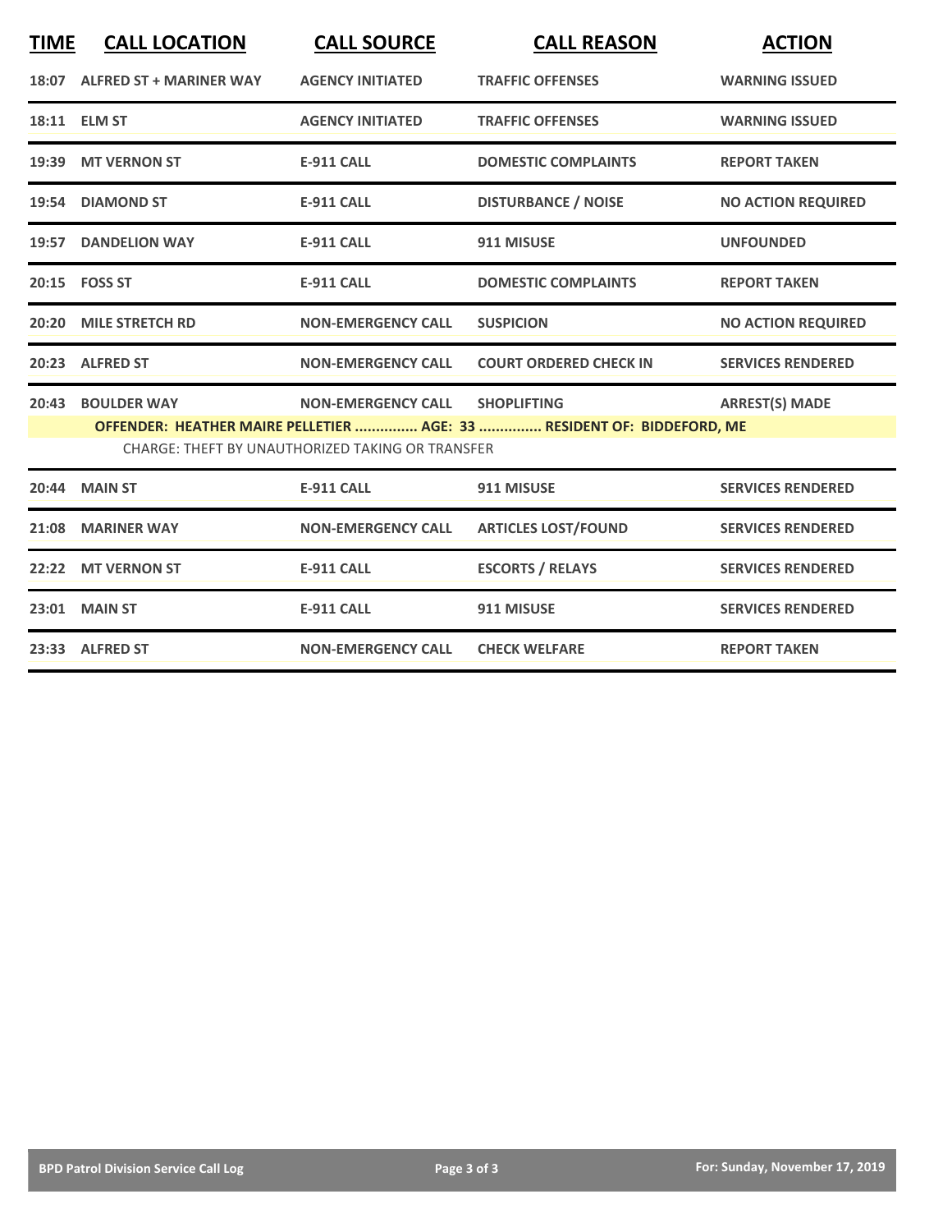| TIME | CALL LOCATION | CALL SOURCE | CALL REASON | ACTION |
|---|---|---|---|---|
| 18:07 | ALFRED ST + MARINER WAY | AGENCY INITIATED | TRAFFIC OFFENSES | WARNING ISSUED |
| 18:11 | ELM ST | AGENCY INITIATED | TRAFFIC OFFENSES | WARNING ISSUED |
| 19:39 | MT VERNON ST | E-911 CALL | DOMESTIC COMPLAINTS | REPORT TAKEN |
| 19:54 | DIAMOND ST | E-911 CALL | DISTURBANCE / NOISE | NO ACTION REQUIRED |
| 19:57 | DANDELION WAY | E-911 CALL | 911 MISUSE | UNFOUNDED |
| 20:15 | FOSS ST | E-911 CALL | DOMESTIC COMPLAINTS | REPORT TAKEN |
| 20:20 | MILE STRETCH RD | NON-EMERGENCY CALL | SUSPICION | NO ACTION REQUIRED |
| 20:23 | ALFRED ST | NON-EMERGENCY CALL | COURT ORDERED CHECK IN | SERVICES RENDERED |
| 20:43 | BOULDER WAY | NON-EMERGENCY CALL | SHOPLIFTING | ARREST(S) MADE |
| | OFFENDER: HEATHER MAIRE PELLETIER ............... AGE: 33 ............... RESIDENT OF: BIDDEFORD, ME | | | |
| | CHARGE: THEFT BY UNAUTHORIZED TAKING OR TRANSFER | | | |
| 20:44 | MAIN ST | E-911 CALL | 911 MISUSE | SERVICES RENDERED |
| 21:08 | MARINER WAY | NON-EMERGENCY CALL | ARTICLES LOST/FOUND | SERVICES RENDERED |
| 22:22 | MT VERNON ST | E-911 CALL | ESCORTS / RELAYS | SERVICES RENDERED |
| 23:01 | MAIN ST | E-911 CALL | 911 MISUSE | SERVICES RENDERED |
| 23:33 | ALFRED ST | NON-EMERGENCY CALL | CHECK WELFARE | REPORT TAKEN |